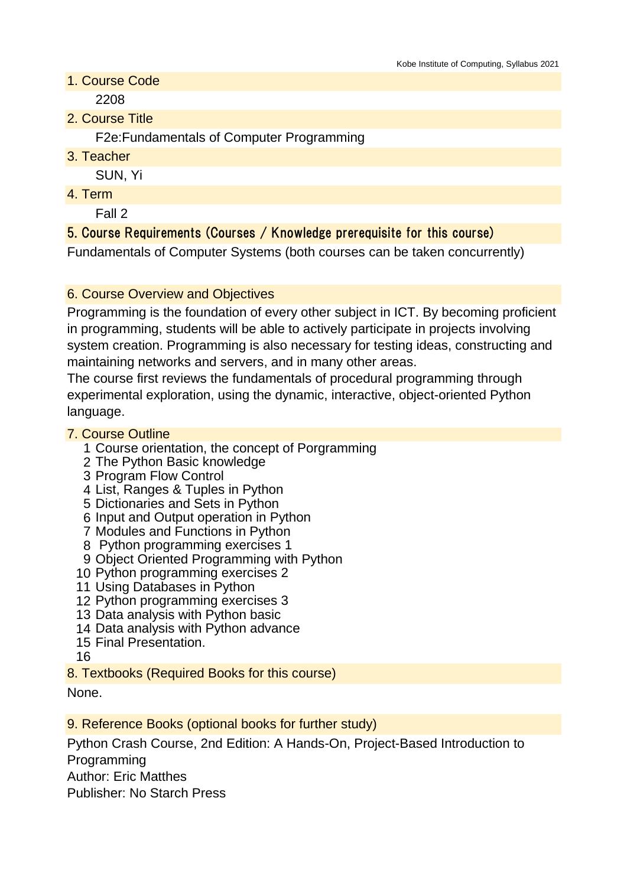## 1. Course Code

2208

## 2. Course Title

F2e:Fundamentals of Computer Programming

## 3. Teacher

SUN, Yi

## 4. Term

Fall 2

## 5. Course Requirements (Courses / Knowledge prerequisite for this course)

Fundamentals of Computer Systems (both courses can be taken concurrently)

## 6. Course Overview and Objectives

Programming is the foundation of every other subject in ICT. By becoming proficient in programming, students will be able to actively participate in projects involving system creation. Programming is also necessary for testing ideas, constructing and maintaining networks and servers, and in many other areas.

The course first reviews the fundamentals of procedural programming through experimental exploration, using the dynamic, interactive, object-oriented Python language.

## 7. Course Outline

1. Course orientation, the concept of Porgramming
2. The Python Basic knowledge
3. Program Flow Control
4. List, Ranges & Tuples in Python
5. Dictionaries and Sets in Python
6. Input and Output operation in Python
7. Modules and Functions in Python
8. Python programming exercises 1
9. Object Oriented Programming with Python
10. Python programming exercises 2
11. Using Databases in Python
12. Python programming exercises 3
13. Data analysis with Python basic
14. Data analysis with Python advance
15. Final Presentation.
16.

## 8. Textbooks (Required Books for this course)

None.

## 9. Reference Books (optional books for further study)

Python Crash Course, 2nd Edition: A Hands-On, Project-Based Introduction to Programming
Author: Eric Matthes
Publisher: No Starch Press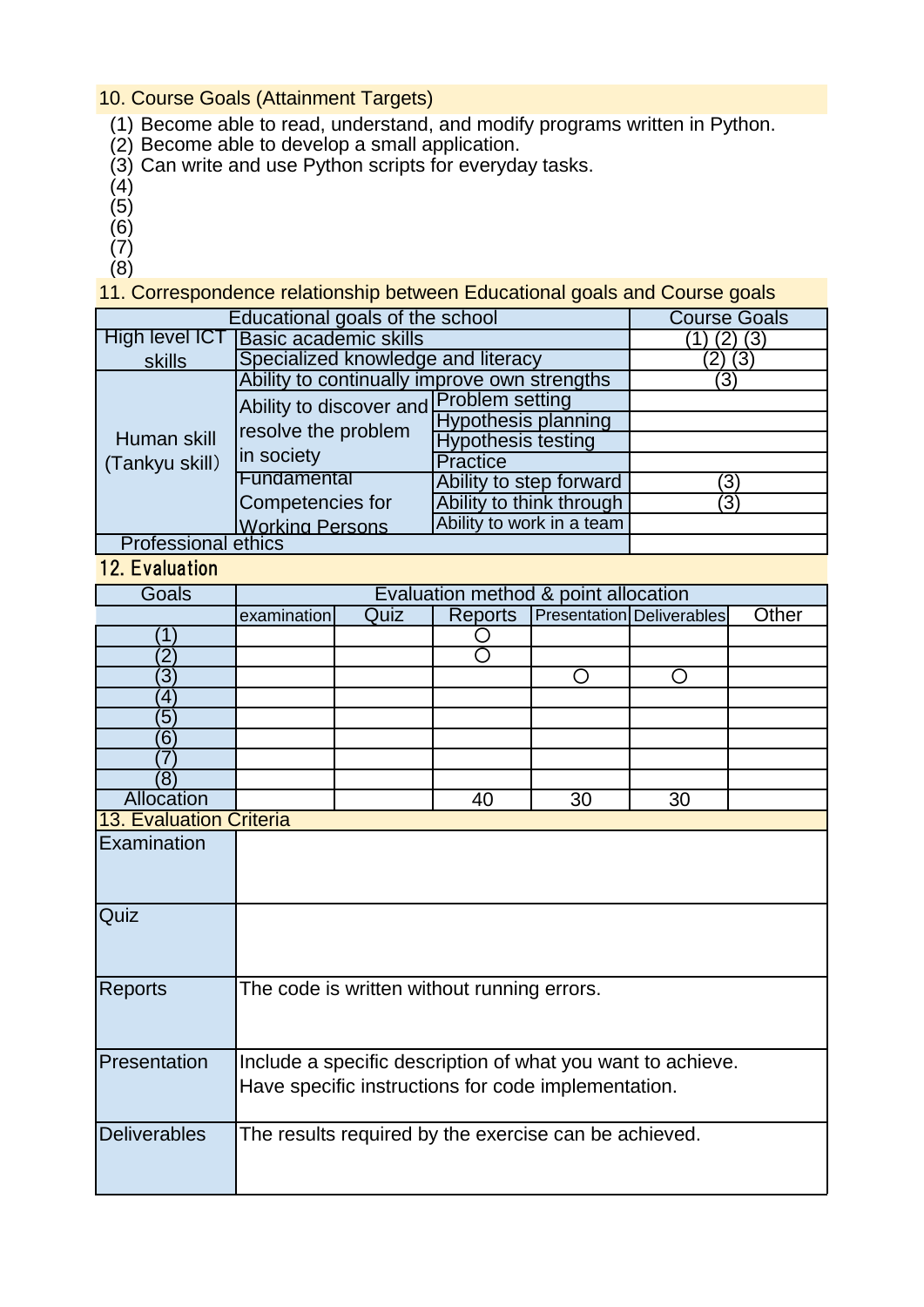## 10. Course Goals (Attainment Targets)

(1) Become able to read, understand, and modify programs written in Python.
(2) Become able to develop a small application.
(3) Can write and use Python scripts for everyday tasks.
(4)
(5)
(6)
(7)
(8)

## 11. Correspondence relationship between Educational goals and Course goals

| Educational goals of the school | | | Course Goals |
|---|---|---|---|
| High level ICT skills | Basic academic skills | | (1) (2) (3) |
| | Specialized knowledge and literacy | | (2) (3) |
| Human skill (Tankyu skill) | Ability to continually improve own strengths | | (3) |
| | Ability to discover and resolve the problem in society | Problem setting | |
| | | Hypothesis planning | |
| | | Hypothesis testing | |
| | | Practice | |
| | Fundamental Competencies for Working Persons | Ability to step forward | (3) |
| | | Ability to think through | (3) |
| | | Ability to work in a team | |
| Professional ethics | | | |

## 12. Evaluation

| Goals | Evaluation method & point allocation | | | | | |
|---|---|---|---|---|---|---|
| | examination | Quiz | Reports | Presentation | Deliverables | Other |
| (1) | | | ○ | | | |
| (2) | | | ○ | | | |
| (3) | | | | ○ | ○ | |
| (4) | | | | | | |
| (5) | | | | | | |
| (6) | | | | | | |
| (7) | | | | | | |
| (8) | | | | | | |
| Allocation | | | 40 | 30 | 30 | |

## 13. Evaluation Criteria

| | |
|---|---|
| Examination | |
| Quiz | |
| Reports | The code is written without running errors. |
| Presentation | Include a specific description of what you want to achieve.<br>Have specific instructions for code implementation. |
| Deliverables | The results required by the exercise can be achieved. |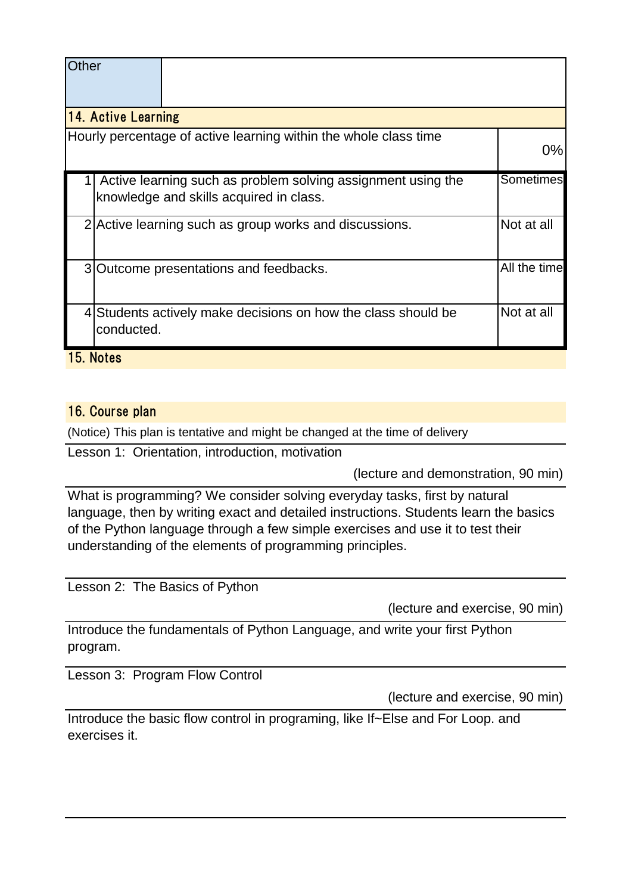| Other | |
|---|---|

## 14. Active Learning

| Hourly percentage of active learning within the whole class time | 0% |
|---|---|

| | | |
|---|---|---|
| 1 | Active learning such as problem solving assignment using the knowledge and skills acquired in class. | Sometimes |
| 2 | Active learning such as group works and discussions. | Not at all |
| 3 | Outcome presentations and feedbacks. | All the time |
| 4 | Students actively make decisions on how the class should be conducted. | Not at all |

## 15. Notes

## 16. Course plan

(Notice) This plan is tentative and might be changed at the time of delivery

Lesson 1: Orientation, introduction, motivation

(lecture and demonstration, 90 min)

What is programming? We consider solving everyday tasks, first by natural language, then by writing exact and detailed instructions. Students learn the basics of the Python language through a few simple exercises and use it to test their understanding of the elements of programming principles.

Lesson 2: The Basics of Python

(lecture and exercise, 90 min)

Introduce the fundamentals of Python Language, and write your first Python program.

Lesson 3: Program Flow Control

(lecture and exercise, 90 min)

Introduce the basic flow control in programing, like If~Else and For Loop. and exercises it.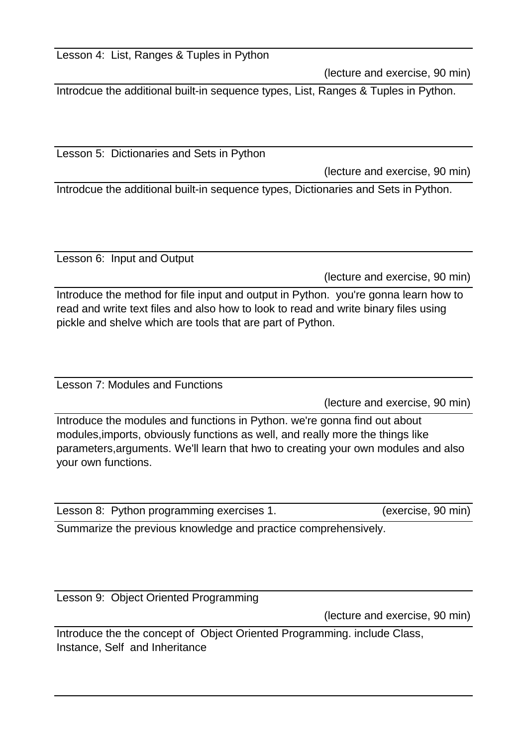Lesson 4:  List, Ranges & Tuples in Python

(lecture and exercise, 90 min)

Introdcue the additional built-in sequence types, List, Ranges & Tuples in Python.

Lesson 5:  Dictionaries and Sets in Python

(lecture and exercise, 90 min)

Introdcue the additional built-in sequence types, Dictionaries and Sets in Python.

Lesson 6:  Input and Output

(lecture and exercise, 90 min)

Introduce the method for file input and output in Python.  you're gonna learn how to read and write text files and also how to look to read and write binary files using pickle and shelve which are tools that are part of Python.

Lesson 7: Modules and Functions

(lecture and exercise, 90 min)

Introduce the modules and functions in Python. we're gonna find out about modules,imports, obviously functions as well, and really more the things like parameters,arguments. We'll learn that hwo to creating your own modules and also your own functions.

Lesson 8:  Python programming exercises 1.  (exercise, 90 min)

Summarize the previous knowledge and practice comprehensively.

Lesson 9:  Object Oriented Programming

(lecture and exercise, 90 min)

Introduce the the concept of  Object Oriented Programming. include Class, Instance, Self  and Inheritance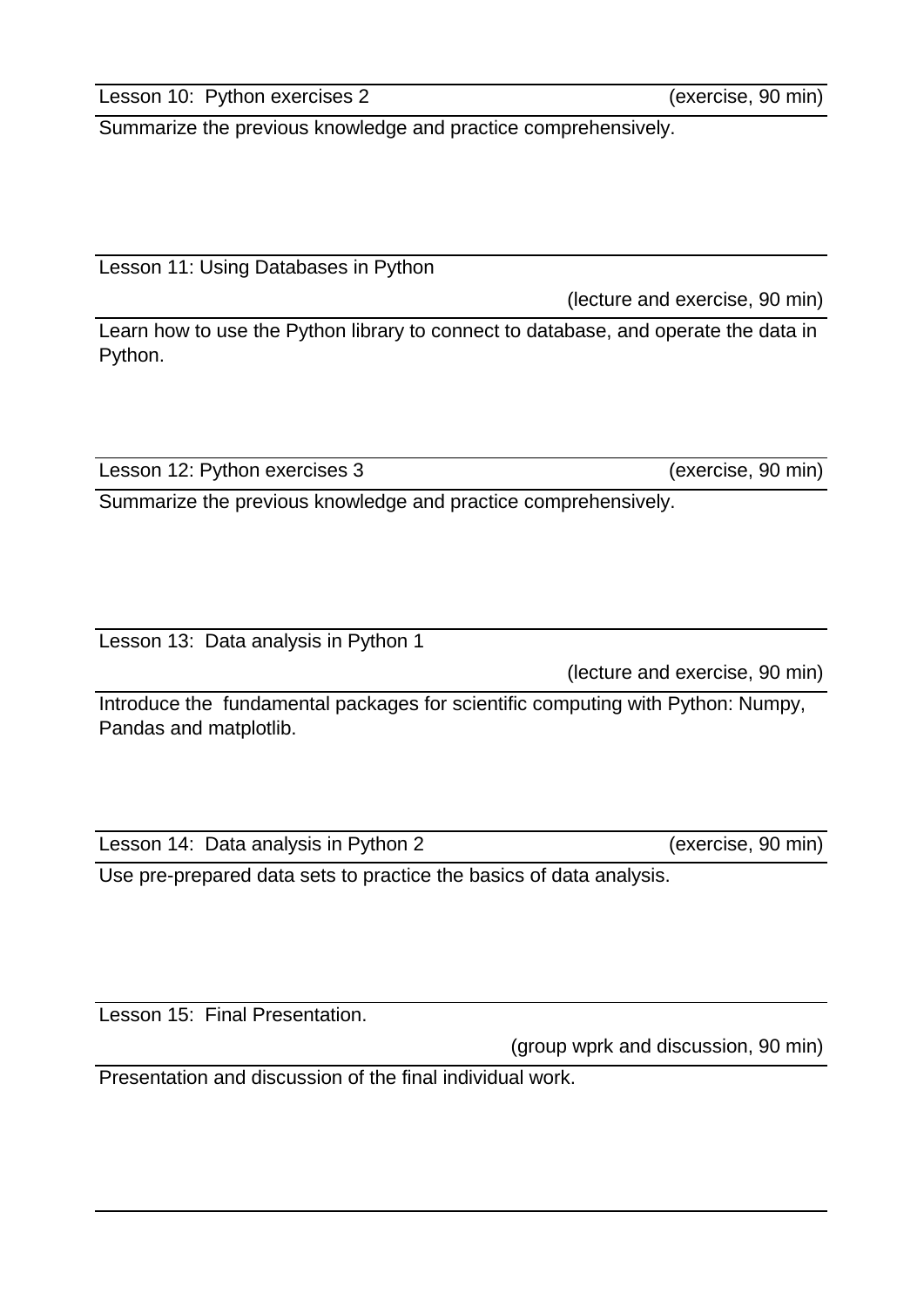Lesson 10: Python exercises 2 (exercise, 90 min)

Summarize the previous knowledge and practice comprehensively.

Lesson 11: Using Databases in Python

(lecture and exercise, 90 min)

Learn how to use the Python library to connect to database, and operate the data in Python.

Lesson 12: Python exercises 3 (exercise, 90 min)

Summarize the previous knowledge and practice comprehensively.

Lesson 13: Data analysis in Python 1

(lecture and exercise, 90 min)

Introduce the fundamental packages for scientific computing with Python: Numpy, Pandas and matplotlib.

Lesson 14: Data analysis in Python 2 (exercise, 90 min)

Use pre-prepared data sets to practice the basics of data analysis.

Lesson 15: Final Presentation.

(group wprk and discussion, 90 min)

Presentation and discussion of the final individual work.